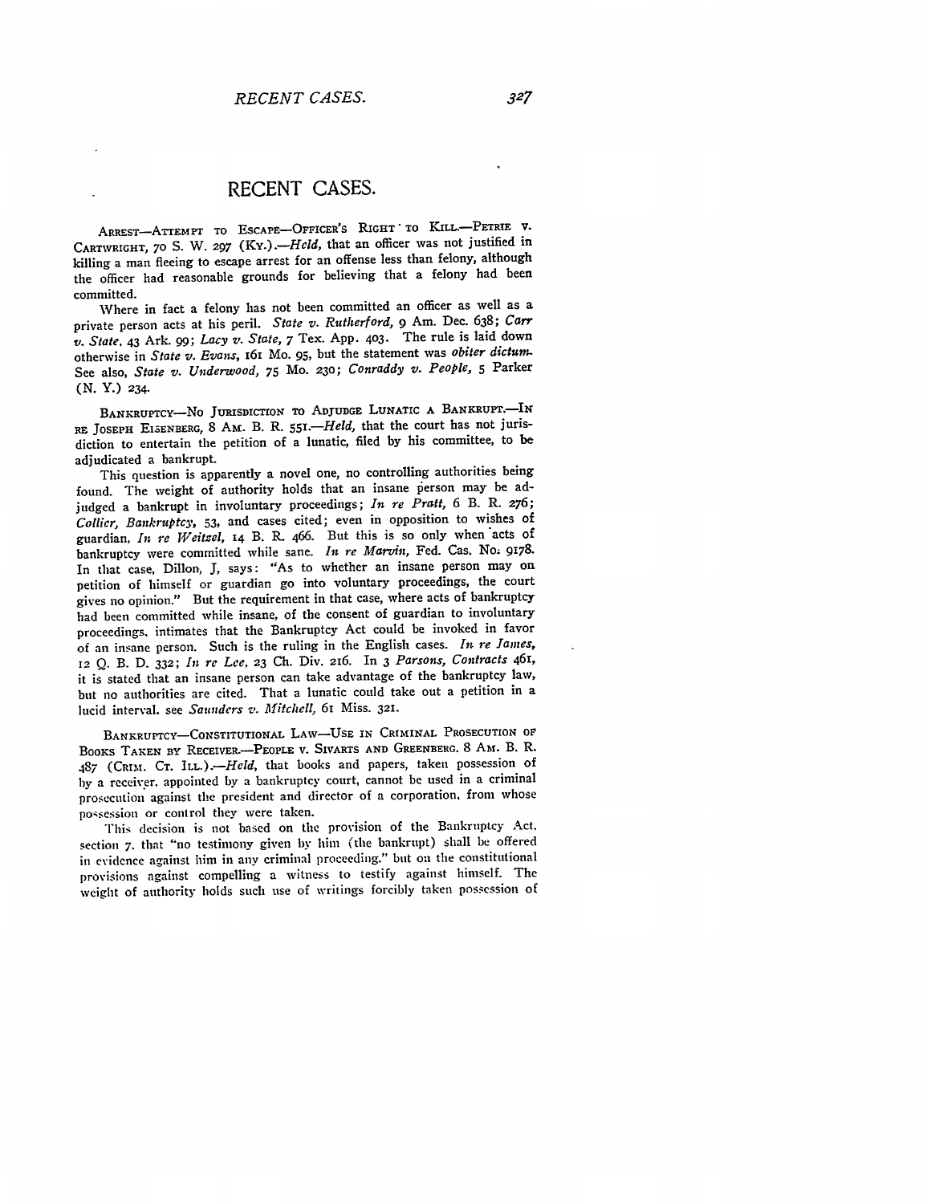# RECENT CASES.

ARREST—ATTEMPT TO ESCAPE—OFFICER'S RIGHT TO KILL.—PETRIE V. CARTWRIGHT, 70 S. W. 297 (KY.).—*Held*, that an officer was not justified in killing a man fleeing to escape arrest for an offense less than felony, although the officer had reasonable grounds for believing that a felony had been committed.

Where in fact a felony has not been committed an officer as well as a private person acts at his peril. *State v. Rutherford*, 9 Am. Dec. 638; *Carr v. State*, 43 Ark. 99; *Lacy v. State*, 7 Tex. App. 403. The rule is laid down otherwise in *State v. Evans*, 161 Mo. 95, but the statement was *obiter dictum*. See also, *State v. Underwood*, 75 Mo. 230; *Conraddy v. People*, 5 Parker (N. Y.) 234.

BANKRUPTCY—NO JURISDICTION TO ADJUDGE LUNATIC A BANKRUPT.—IN RE JOSEPH EISENBERG, 8 AM. B. R. 551.—*Held*, that the court has not jurisdiction to entertain the petition of a lunatic, filed by his committee, to be adjudicated a bankrupt.

This question is apparently a novel one, no controlling authorities being found. The weight of authority holds that an insane person may be adjudged a bankrupt in involuntary proceedings; *In re Pratt*, 6 B. R. 276; *Collier, Bankruptcy*, 53, and cases cited; even in opposition to wishes of guardian, *In re Weitzel*, 14 B. R. 466. But this is so only when acts of bankruptcy were committed while sane. *In re Marvin*, Fed. Cas. No. 9178. In that case, Dillon, J, says: "As to whether an insane person may on petition of himself or guardian go into voluntary proceedings, the court gives no opinion." But the requirement in that case, where acts of bankruptcy had been committed while insane, of the consent of guardian to involuntary proceedings, intimates that the Bankruptcy Act could be invoked in favor of an insane person. Such is the ruling in the English cases. *In re James*, 12 Q. B. D. 332; *In re Lee*, 23 Ch. Div. 216. In 3 *Parsons, Contracts* 461, it is stated that an insane person can take advantage of the bankruptcy law, but no authorities are cited. That a lunatic could take out a petition in a lucid interval. see *Saunders v. Mitchell*, 61 Miss. 321.

BANKRUPTCY—CONSTITUTIONAL LAW—USE IN CRIMINAL PROSECUTION OF BOOKS TAKEN BY RECEIVER.—PEOPLE V. SIVARTS AND GREENBERG. 8 AM. B. R. 487 (CRIM. CT. ILL.).—*Held*, that books and papers, taken possession of by a receiver, appointed by a bankruptcy court, cannot be used in a criminal prosecution against the president and director of a corporation, from whose possession or control they were taken.

This decision is not based on the provision of the Bankruptcy Act, section 7, that "no testimony given by him (the bankrupt) shall be offered in evidence against him in any criminal proceeding," but on the constitutional provisions against compelling a witness to testify against himself. The weight of authority holds such use of writings forcibly taken possession of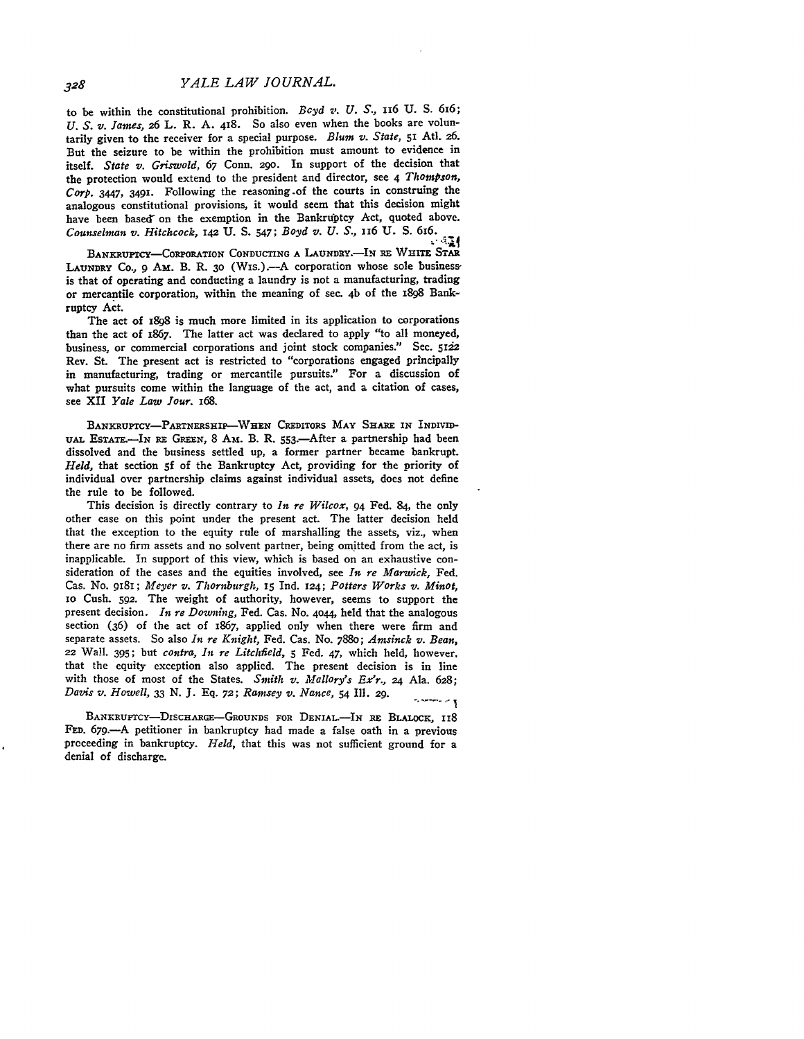to be within the constitutional prohibition. *Boyd v. U. S.*, 116 U. S. 616; *U. S. v. James*, 26 L. R. A. 418. So also even when the books are voluntarily given to the receiver for a special purpose. *Blum v. State*, 51 Atl. 26. But the seizure to be within the prohibition must amount to evidence in itself. *State v. Griswold*, 67 Conn. 290. In support of the decision that the protection would extend to the president and director, see 4 *Thompson, Corp.* 3447, 3491. Following the reasoning of the courts in construing the analogous constitutional provisions, it would seem that this decision might have been based on the exemption in the Bankruptcy Act, quoted above. *Counselman v. Hitchcock*, 142 U. S. 547; *Boyd v. U. S.*, 116 U. S. 616.

BANKRUPTCY—CORPORATION CONDUCTING A LAUNDRY.—IN RE WHITE STAR LAUNDRY CO., 9 AM. B. R. 30 (WIS.).—A corporation whose sole business is that of operating and conducting a laundry is not a manufacturing, trading or mercantile corporation, within the meaning of sec. 4b of the 1898 Bankruptcy Act.

The act of 1898 is much more limited in its application to corporations than the act of 1867. The latter act was declared to apply "to all moneyed, business, or commercial corporations and joint stock companies." Sec. 5122 Rev. St. The present act is restricted to "corporations engaged principally in manufacturing, trading or mercantile pursuits." For a discussion of what pursuits come within the language of the act, and a citation of cases, see XII *Yale Law Jour.* 168.

BANKRUPTCY—PARTNERSHIP—WHEN CREDITORS MAY SHARE IN INDIVIDUAL ESTATE.—IN RE GREEN, 8 AM. B. R. 553.—After a partnership had been dissolved and the business settled up, a former partner became bankrupt. *Held*, that section 5f of the Bankruptcy Act, providing for the priority of individual over partnership claims against individual assets, does not define the rule to be followed.

This decision is directly contrary to *In re Wilcox*, 94 Fed. 84, the only other case on this point under the present act. The latter decision held that the exception to the equity rule of marshalling the assets, viz., when there are no firm assets and no solvent partner, being omitted from the act, is inapplicable. In support of this view, which is based on an exhaustive consideration of the cases and the equities involved, see *In re Marwick*, Fed. Cas. No. 9181; *Meyer v. Thornburgh*, 15 Ind. 124; *Potters Works v. Minot*, 10 Cush. 592. The weight of authority, however, seems to support the present decision. *In re Downing*, Fed. Cas. No. 4044, held that the analogous section (36) of the act of 1867, applied only when there were firm and separate assets. So also *In re Knight*, Fed. Cas. No. 7880; *Amsinck v. Bean*, 22 Wall. 395; but *contra*, *In re Litchfield*, 5 Fed. 47, which held, however, that the equity exception also applied. The present decision is in line with those of most of the States. *Smith v. Mallory's Ex'r.*, 24 Ala. 628; *Davis v. Howell*, 33 N. J. Eq. 72; *Ramsey v. Nance*, 54 Ill. 29.

BANKRUPTCY—DISCHARGE—GROUNDS FOR DENIAL.—IN RE BLALOCK, 118 FED. 679.—A petitioner in bankruptcy had made a false oath in a previous proceeding in bankruptcy. *Held*, that this was not sufficient ground for a denial of discharge.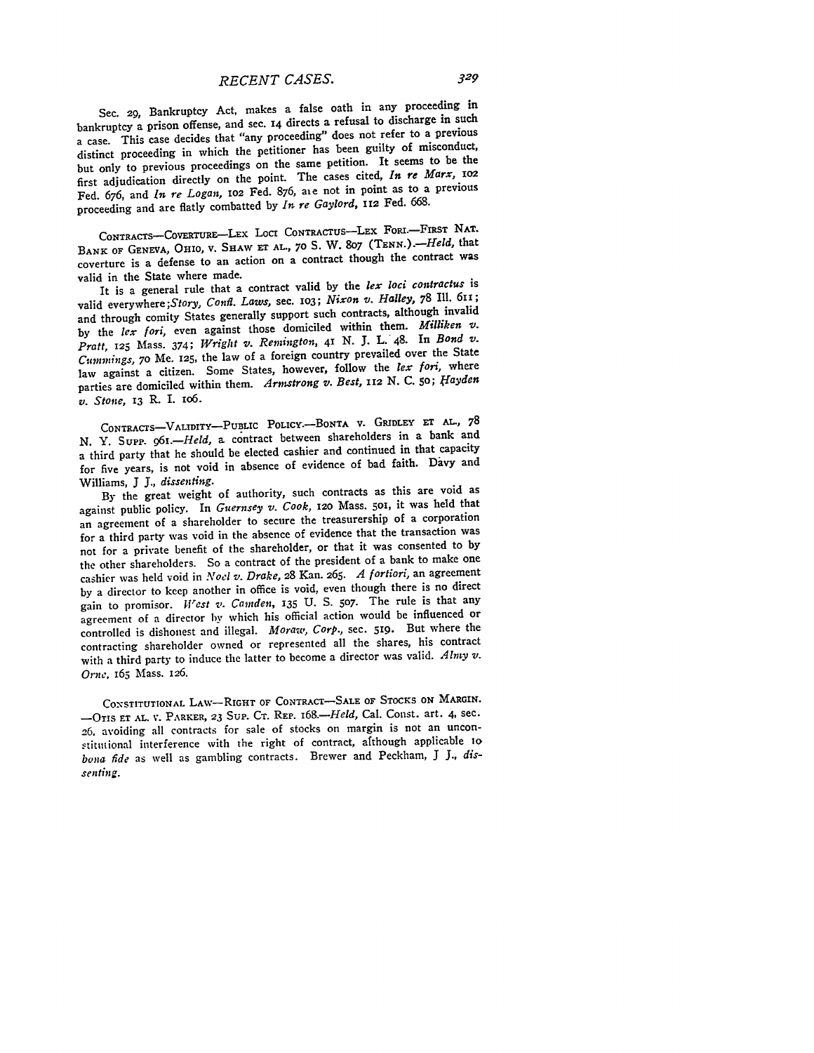Sec. 29, Bankruptcy Act, makes a false oath in any proceeding in bankruptcy a prison offense, and sec. 14 directs a refusal to discharge in such a case. This case decides that "any proceeding" does not refer to a previous distinct proceeding in which the petitioner has been guilty of misconduct, but only to previous proceedings on the same petition. It seems to be the first adjudication directly on the point. The cases cited, *In re Marx*, 102 Fed. 676, and *In re Logan*, 102 Fed. 876, are not in point as to a previous proceeding and are flatly combatted by *In re Gaylord*, 112 Fed. 668.

CONTRACTS—COVERTURE—LEX LOCI CONTRACTUS—LEX FORI.—FIRST NAT. BANK OF GENEVA, OHIO, v. SHAW ET AL., 70 S. W. 807 (TENN.).—*Held*, that coverture is a defense to an action on a contract though the contract was valid in the State where made.

It is a general rule that a contract valid by the *lex loci contractus* is valid everywhere;*Story, Confl. Laws*, sec. 103; *Nixon v. Halley*, 78 Ill. 611; and through comity States generally support such contracts, although invalid by the *lex fori*, even against those domiciled within them. *Milliken v. Pratt*, 125 Mass. 374; *Wright v. Remington*, 41 N. J. L. 48. In *Bond v. Cummings*, 70 Me. 125, the law of a foreign country prevailed over the State law against a citizen. Some States, however, follow the *lex fori*, where parties are domiciled within them. *Armstrong v. Best*, 112 N. C. 50; *Hayden v. Stone*, 13 R. I. 106.

CONTRACTS—VALIDITY—PUBLIC POLICY.—BONTA v. GRIDLEY ET AL., 78 N. Y. SUPP. 961.—*Held*, a contract between shareholders in a bank and a third party that he should be elected cashier and continued in that capacity for five years, is not void in absence of evidence of bad faith. Davy and Williams, J J., *dissenting*.

By the great weight of authority, such contracts as this are void as against public policy. In *Guernsey v. Cook*, 120 Mass. 501, it was held that an agreement of a shareholder to secure the treasurership of a corporation for a third party was void in the absence of evidence that the transaction was not for a private benefit of the shareholder, or that it was consented to by the other shareholders. So a contract of the president of a bank to make one cashier was held void in *Noel v. Drake*, 28 Kan. 265. *A fortiori*, an agreement by a director to keep another in office is void, even though there is no direct gain to promisor. *West v. Camden*, 135 U. S. 507. The rule is that any agreement of a director by which his official action would be influenced or controlled is dishonest and illegal. *Moraw, Corp.*, sec. 519. But where the contracting shareholder owned or represented all the shares, his contract with a third party to induce the latter to become a director was valid. *Almy v. Orne*, 165 Mass. 126.

CONSTITUTIONAL LAW—RIGHT OF CONTRACT—SALE OF STOCKS ON MARGIN. —OTIS ET AL. v. PARKER, 23 SUP. CT. REP. 168.—*Held*, Cal. Const. art. 4, sec. 26, avoiding all contracts for sale of stocks on margin is not an unconstitutional interference with the right of contract, although applicable to *bona fide* as well as gambling contracts. Brewer and Peckham, J J., *dissenting*.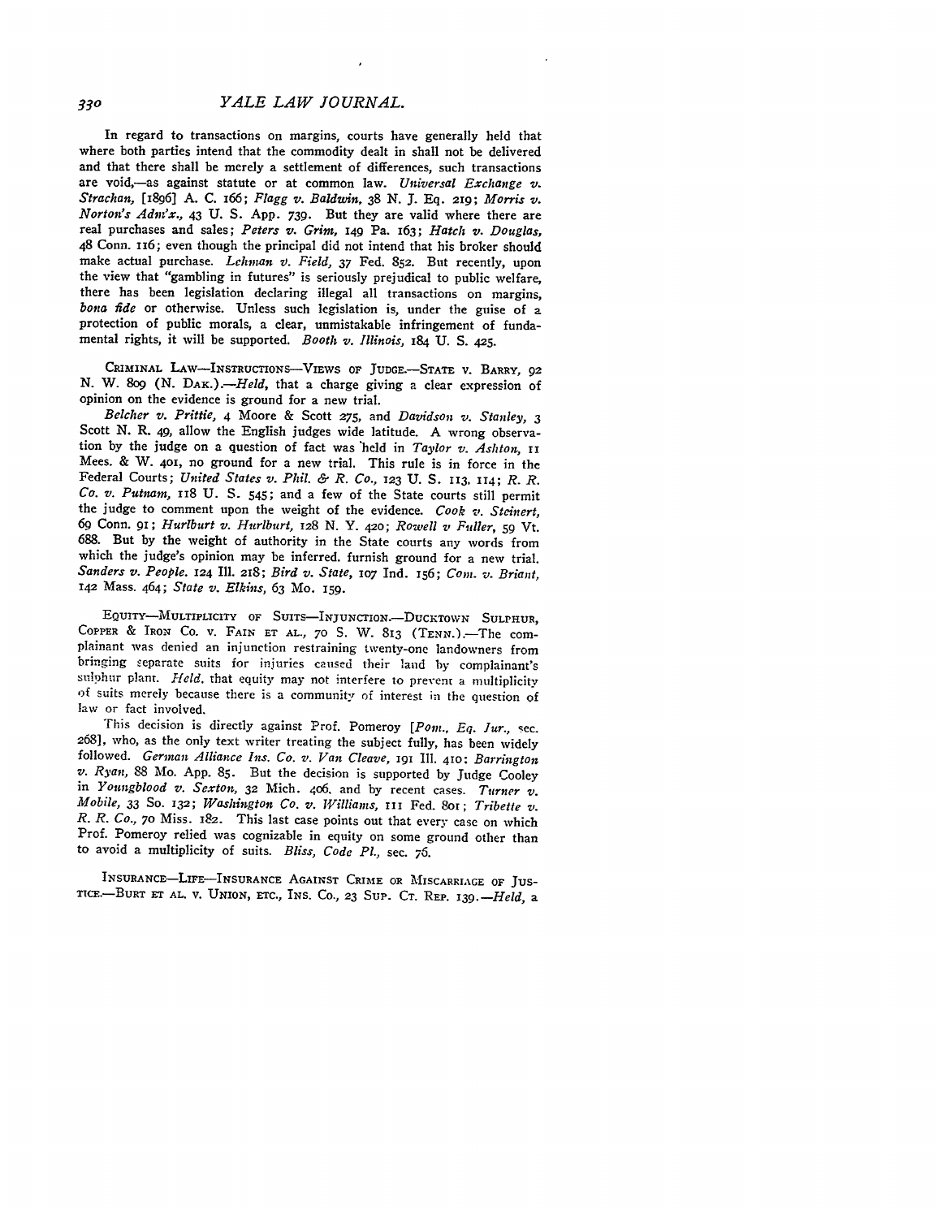In regard to transactions on margins, courts have generally held that where both parties intend that the commodity dealt in shall not be delivered and that there shall be merely a settlement of differences, such transactions are void,—as against statute or at common law. *Universal Exchange v. Strachan*, [1896] A. C. 166; *Flagg v. Baldwin*, 38 N. J. Eq. 219; *Morris v. Norton's Adm'x.*, 43 U. S. App. 739. But they are valid where there are real purchases and sales; *Peters v. Grim*, 149 Pa. 163; *Hatch v. Douglas*, 48 Conn. 116; even though the principal did not intend that his broker should make actual purchase. *Lehman v. Field*, 37 Fed. 852. But recently, upon the view that "gambling in futures" is seriously prejudical to public welfare, there has been legislation declaring illegal all transactions on margins, *bona fide* or otherwise. Unless such legislation is, under the guise of a protection of public morals, a clear, unmistakable infringement of fundamental rights, it will be supported. *Booth v. Illinois*, 184 U. S. 425.

CRIMINAL LAW—INSTRUCTIONS—VIEWS OF JUDGE.—STATE v. BARRY, 92 N. W. 809 (N. DAK.).—*Held*, that a charge giving a clear expression of opinion on the evidence is ground for a new trial.

*Belcher v. Prittie*, 4 Moore & Scott 275, and *Davidson v. Stanley*, 3 Scott N. R. 49, allow the English judges wide latitude. A wrong observation by the judge on a question of fact was held in *Taylor v. Ashton*, 11 Mees. & W. 401, no ground for a new trial. This rule is in force in the Federal Courts; *United States v. Phil. & R. Co.*, 123 U. S. 113, 114; *R. R. Co. v. Putnam*, 118 U. S. 545; and a few of the State courts still permit the judge to comment upon the weight of the evidence. *Cook v. Steinert*, 69 Conn. 91; *Hurlburt v. Hurlburt*, 128 N. Y. 420; *Rowell v Fuller*, 59 Vt. 688. But by the weight of authority in the State courts any words from which the judge's opinion may be inferred, furnish ground for a new trial. *Sanders v. People*, 124 Ill. 218; *Bird v. State*, 107 Ind. 156; *Com. v. Briant*, 142 Mass. 464; *State v. Elkins*, 63 Mo. 159.

EQUITY—MULTIPLICITY OF SUITS—INJUNCTION.—DUCKTOWN SULPHUR, COPPER & IRON CO. v. FAIN ET AL., 70 S. W. 813 (TENN.).—The complainant was denied an injunction restraining twenty-one landowners from bringing separate suits for injuries caused their land by complainant's sulphur plant. *Held*, that equity may not interfere to prevent a multiplicity of suits merely because there is a community of interest in the question of law or fact involved.

This decision is directly against Prof. Pomeroy [*Pom., Eq. Jur.*, sec. 268], who, as the only text writer treating the subject fully, has been widely followed. *German Alliance Ins. Co. v. Van Cleave*, 191 Ill. 410; *Barrington v. Ryan*, 88 Mo. App. 85. But the decision is supported by Judge Cooley in *Youngblood v. Sexton*, 32 Mich. 406, and by recent cases. *Turner v. Mobile*, 33 So. 132; *Washington Co. v. Williams*, 111 Fed. 801; *Tribette v. R. R. Co.*, 70 Miss. 182. This last case points out that every case on which Prof. Pomeroy relied was cognizable in equity on some ground other than to avoid a multiplicity of suits. *Bliss, Code Pl.*, sec. 76.

INSURANCE—LIFE—INSURANCE AGAINST CRIME OR MISCARRIAGE OF JUSTICE.—BURT ET AL. v. UNION, ETC., INS. CO., 23 SUP. CT. REP. 139.—*Held*, a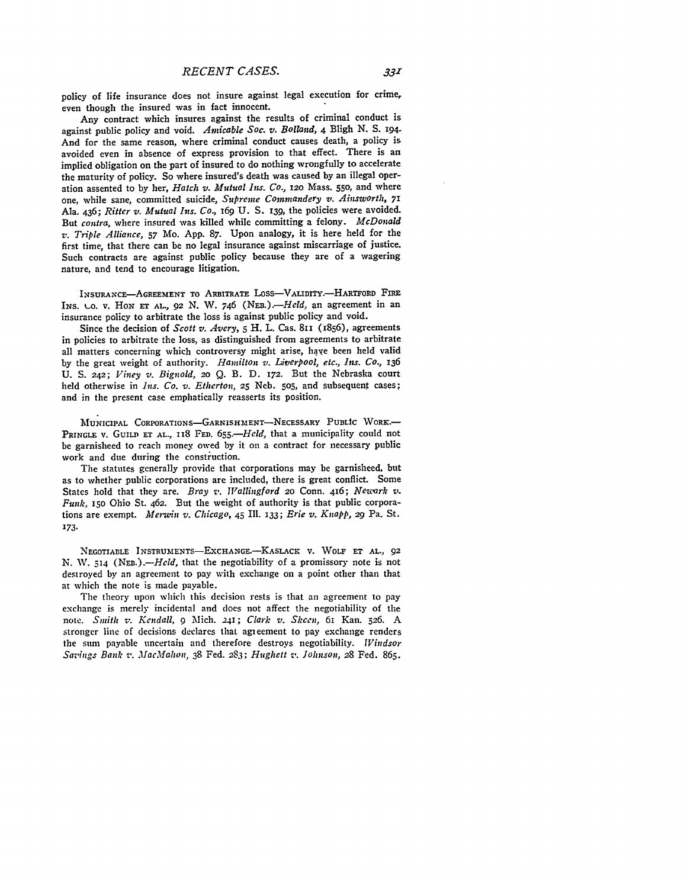policy of life insurance does not insure against legal execution for crime, even though the insured was in fact innocent.

Any contract which insures against the results of criminal conduct is against public policy and void. *Amicable Soc. v. Bolland*, 4 Bligh N. S. 194. And for the same reason, where criminal conduct causes death, a policy is avoided even in absence of express provision to that effect. There is an implied obligation on the part of insured to do nothing wrongfully to accelerate the maturity of policy. So where insured's death was caused by an illegal operation assented to by her, *Hatch v. Mutual Ins. Co.*, 120 Mass. 550, and where one, while sane, committed suicide, *Supreme Commandery v. Ainsworth*, 71 Ala. 436; *Ritter v. Mutual Ins. Co.*, 169 U. S. 139, the policies were avoided. But *contra*, where insured was killed while committing a felony. *McDonald v. Triple Alliance*, 57 Mo. App. 87. Upon analogy, it is here held for the first time, that there can be no legal insurance against miscarriage of justice. Such contracts are against public policy because they are of a wagering nature, and tend to encourage litigation.

INSURANCE—AGREEMENT TO ARBITRATE LOSS—VALIDITY.—HARTFORD FIRE INS. CO. v. HON ET AL., 92 N. W. 746 (NEB.).—*Held*, an agreement in an insurance policy to arbitrate the loss is against public policy and void.

Since the decision of *Scott v. Avery*, 5 H. L. Cas. 811 (1856), agreements in policies to arbitrate the loss, as distinguished from agreements to arbitrate all matters concerning which controversy might arise, have been held valid by the great weight of authority. *Hamilton v. Liverpool, etc., Ins. Co.*, 136 U. S. 242; *Viney v. Bignold*, 20 Q. B. D. 172. But the Nebraska court held otherwise in *Ins. Co. v. Etherton*, 25 Neb. 505, and subsequent cases; and in the present case emphatically reasserts its position.

MUNICIPAL CORPORATIONS—GARNISHMENT—NECESSARY PUBLIC WORK.—PRINGLE v. GUILD ET AL., 118 FED. 655.—*Held*, that a municipality could not be garnisheed to reach money owed by it on a contract for necessary public work and due during the construction.

The statutes generally provide that corporations may be garnisheed, but as to whether public corporations are included, there is great conflict. Some States hold that they are. *Bray v. Wallingford* 20 Conn. 416; *Newark v. Funk*, 150 Ohio St. 462. But the weight of authority is that public corporations are exempt. *Merwin v. Chicago*, 45 Ill. 133; *Erie v. Knapp*, 29 Pa. St. 173.

NEGOTIABLE INSTRUMENTS—EXCHANGE.—KASLACK v. WOLF ET AL., 92 N. W. 514 (NEB.).—*Held*, that the negotiability of a promissory note is not destroyed by an agreement to pay with exchange on a point other than that at which the note is made payable.

The theory upon which this decision rests is that an agreement to pay exchange is merely incidental and does not affect the negotiability of the note. *Smith v. Kendall*, 9 Mich. 241; *Clark v. Skeen*, 61 Kan. 526. A stronger line of decisions declares that agreement to pay exchange renders the sum payable uncertain and therefore destroys negotiability. *Windsor Savings Bank v. MacMahon*, 38 Fed. 283; *Hughett v. Johnson*, 28 Fed. 865.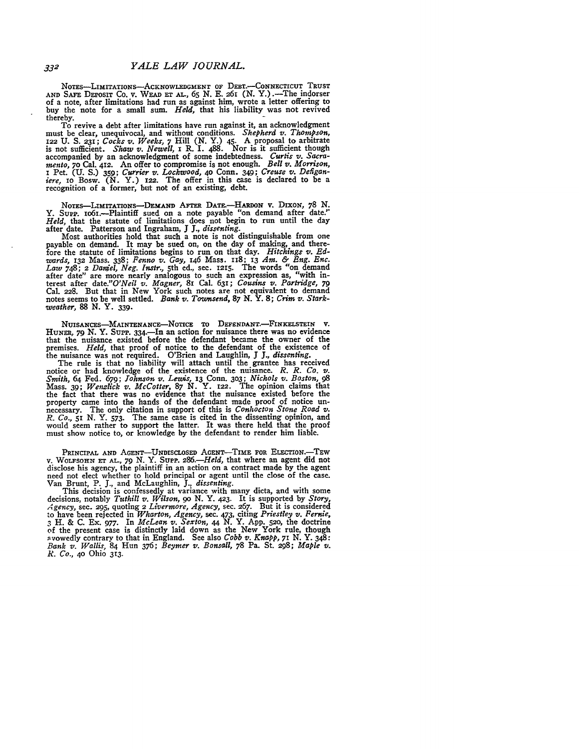NOTES—LIMITATIONS—ACKNOWLEDGMENT OF DEBT.—CONNECTICUT TRUST AND SAFE DEPOSIT CO. v. WEAD ET AL., 65 N. E. 261 (N. Y.).—The indorser of a note, after limitations had run as against him, wrote a letter offering to buy the note for a small sum. *Held,* that his liability was not revived thereby.

To revive a debt after limitations have run against it, an acknowledgment must be clear, unequivocal, and without conditions. *Shepherd v. Thompson,* 122 U. S. 231; *Cocks v. Weeks,* 7 Hill (N. Y.) 45. A proposal to arbitrate is not sufficient. *Shaw v. Newell,* 1 R. I. 488. Nor is it sufficient though accompanied by an acknowledgment of some indebtedness. *Curtis v. Sacramento,* 70 Cal. 412. An offer to compromise is not enough. *Bell v. Morrison,* 1 Pet. (U. S.) 359; *Currier v. Lockwood,* 40 Conn. 349; *Creuse v. Defiganiere,* 10 Bosw. (N. Y.) 122. The offer in this case is declared to be a recognition of a former, but not of an existing, debt.

NOTES—LIMITATIONS—DEMAND AFTER DATE.—HARDON v. DIXON, 78 N. Y. SUPP. 1061.—Plaintiff sued on a note payable "on demand after date." *Held,* that the statute of limitations does not begin to run until the day after date. Patterson and Ingraham, J J., *dissenting.*

Most authorities hold that such a note is not distinguishable from one payable on demand. It may be sued on, on the day of making, and therefore the statute of limitations begins to run on that day. *Hitchings v. Edwards,* 132 Mass. 338; *Fenno v. Gay,* 146 Mass. 118; 13 *Am. & Eng. Enc. Law* 748; 2 *Daniel, Neg. Instr.,* 5th ed., sec. 1215. The words "on demand after date" are more nearly analogous to such an expression as, "with interest after date."*O'Neil v. Magner,* 81 Cal. 631; *Cousins v. Partridge,* 79 Cal. 228. But that in New York such notes are not equivalent to demand notes seems to be well settled. *Bank v. Townsend,* 87 N. Y. 8; *Crim v. Starkweather,* 88 N. Y. 339.

NUISANCES—MAINTENANCE—NOTICE TO DEFENDANT.—FINKELSTEIN v. HUNER, 79 N. Y. SUPP. 334.—In an action for nuisance there was no evidence that the nuisance existed before the defendant became the owner of the premises. *Held,* that proof of notice to the defendant of the existence of the nuisance was not required. O'Brien and Laughlin, J J., *dissenting.*

The rule is that no liability will attach until the grantee has received notice or had knowledge of the existence of the nuisance. *R. R. Co. v. Smith,* 64 Fed. 679; *Johnson v. Lewis,* 13 Conn. 303; *Nichols v. Boston,* 98 Mass. 39; *Wenzlick v. McCotter,* 87 N. Y. 122. The opinion claims that the fact that there was no evidence that the nuisance existed before the property came into the hands of the defendant made proof of notice unnecessary. The only citation in support of this is *Conhocton Stone Road v. R. R. Co.,* 51 N. Y. 573. The same case is cited in the dissenting opinion, and would seem rather to support the latter. It was there held that the proof must show notice to, or knowledge by the defendant to render him liable.

PRINCIPAL AND AGENT—UNDISCLOSED AGENT—TIME FOR ELECTION.—TEW v. WOLFSOHN ET AL., 79 N. Y. SUPP. 286.—*Held,* that where an agent did not disclose his agency, the plaintiff in an action on a contract made by the agent need not elect whether to hold principal or agent until the close of the case. Van Brunt, P. J., and McLaughlin, J., *dissenting.*

This decision is confessedly at variance with many dicta, and with some decisions, notably *Tuthill v. Wilson,* 90 N. Y. 423. It is supported by *Story, Agency,* sec. 295, quoting 2 *Livermore, Agency,* sec. 267. But it is considered to have been rejected in *Wharton, Agency,* sec. 473, citing *Priestley v. Fernie,* 3 H. & C. Ex. 977. In *McLean v. Sexton,* 44 N. Y. App. 520, the doctrine of the present case is distinctly laid down as the New York rule, though avowedly contrary to that in England. See also *Cobb v. Knapp,* 71 N. Y. 348: *Bank v. Wallis,* 84 Hun 376; *Beymer v. Bonsall,* 78 Pa. St. 298; *Maple v. R. Co.,* 40 Ohio 313.